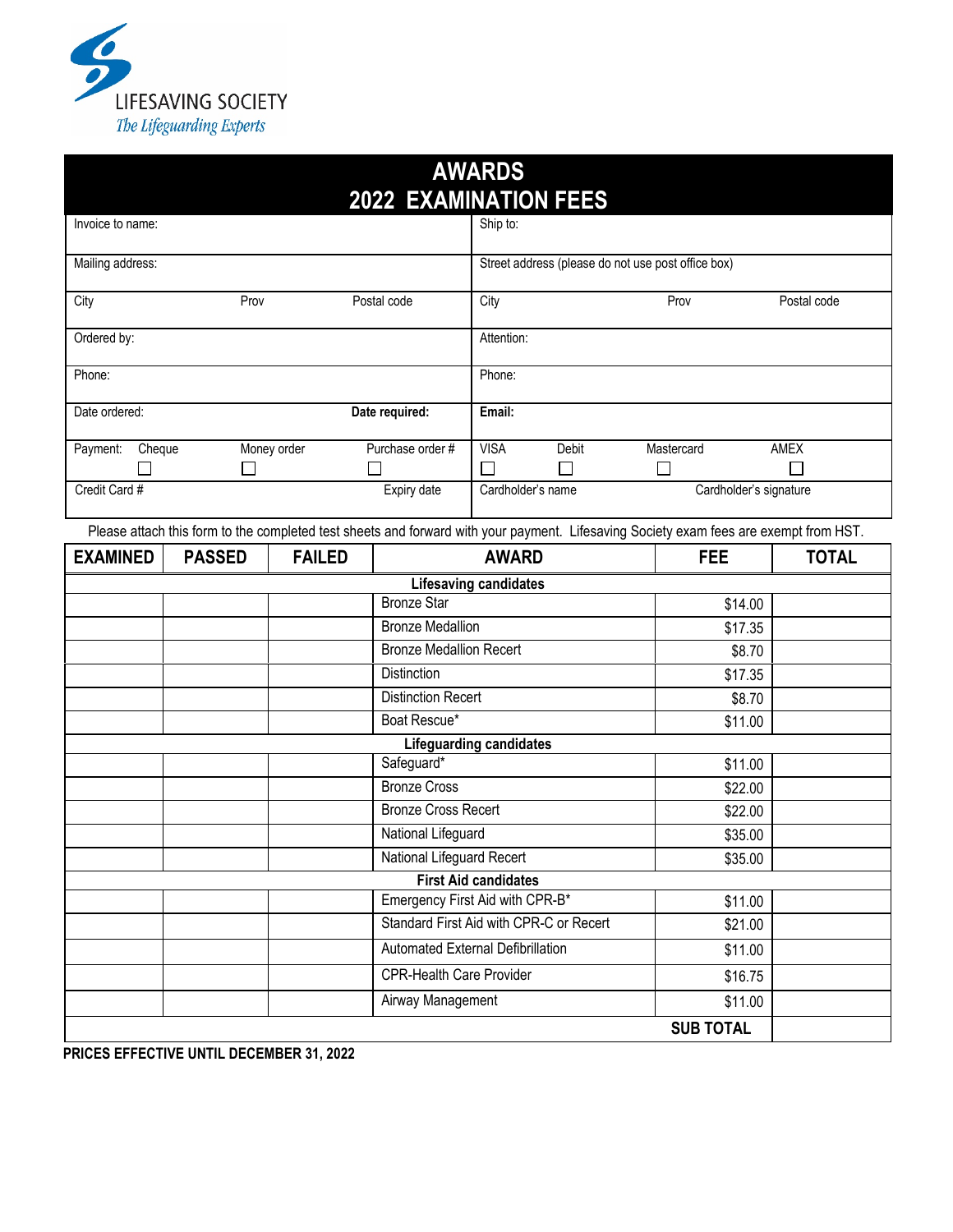LIFESAVING SOCIETY

*The Lifeguarding Experts*

# AWARDS
# 2022 EXAMINATION FEES

| | |
|---|---|
| Invoice to name: | Ship to: |
| Mailing address: | Street address (please do not use post office box) |
| City Prov Postal code | City Prov Postal code |
| Ordered by: | Attention: |
| Phone: | Phone: |
| Date ordered: **Date required:** | **Email:** |
| Payment: Cheque ☐ Money order ☐ Purchase order # ☐ | VISA ☐ Debit ☐ Mastercard ☐ AMEX ☐ |
| Credit Card # Expiry date | Cardholder's name Cardholder's signature |

Please attach this form to the completed test sheets and forward with your payment. Lifesaving Society exam fees are exempt from HST.

| EXAMINED | PASSED | FAILED | AWARD | FEE | TOTAL |
|---|---|---|---|---|---|
| | | | **Lifesaving candidates** | | |
| | | | Bronze Star | $14.00 | |
| | | | Bronze Medallion | $17.35 | |
| | | | Bronze Medallion Recert | $8.70 | |
| | | | Distinction | $17.35 | |
| | | | Distinction Recert | $8.70 | |
| | | | Boat Rescue* | $11.00 | |
| | | | **Lifeguarding candidates** | | |
| | | | Safeguard* | $11.00 | |
| | | | Bronze Cross | $22.00 | |
| | | | Bronze Cross Recert | $22.00 | |
| | | | National Lifeguard | $35.00 | |
| | | | National Lifeguard Recert | $35.00 | |
| | | | **First Aid candidates** | | |
| | | | Emergency First Aid with CPR-B* | $11.00 | |
| | | | Standard First Aid with CPR-C or Recert | $21.00 | |
| | | | Automated External Defibrillation | $11.00 | |
| | | | CPR-Health Care Provider | $16.75 | |
| | | | Airway Management | $11.00 | |
| | | | | **SUB TOTAL** | |

**PRICES EFFECTIVE UNTIL DECEMBER 31, 2022**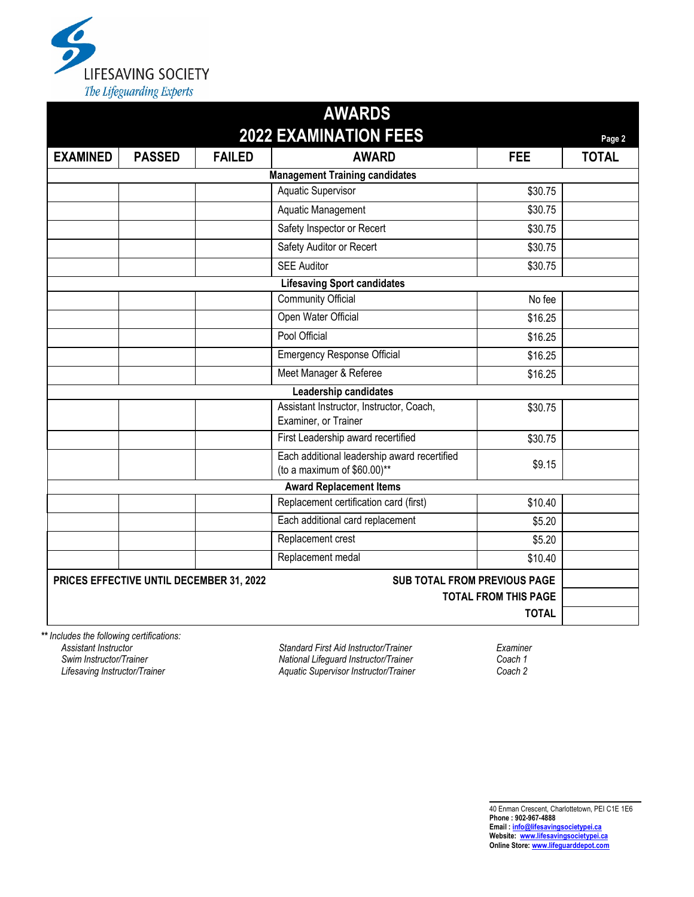LIFESAVING SOCIETY
*The Lifeguarding Experts*

# AWARDS
## 2022 EXAMINATION FEES

| EXAMINED | PASSED | FAILED | AWARD | FEE | TOTAL |
|---|---|---|---|---|---|
| | | | **Management Training candidates** | | |
| | | | Aquatic Supervisor | $30.75 | |
| | | | Aquatic Management | $30.75 | |
| | | | Safety Inspector or Recert | $30.75 | |
| | | | Safety Auditor or Recert | $30.75 | |
| | | | SEE Auditor | $30.75 | |
| | | | **Lifesaving Sport candidates** | | |
| | | | Community Official | No fee | |
| | | | Open Water Official | $16.25 | |
| | | | Pool Official | $16.25 | |
| | | | Emergency Response Official | $16.25 | |
| | | | Meet Manager & Referee | $16.25 | |
| | | | **Leadership candidates** | | |
| | | | Assistant Instructor, Instructor, Coach, Examiner, or Trainer | $30.75 | |
| | | | First Leadership award recertified | $30.75 | |
| | | | Each additional leadership award recertified (to a maximum of $60.00)** | $9.15 | |
| | | | **Award Replacement Items** | | |
| | | | Replacement certification card (first) | $10.40 | |
| | | | Each additional card replacement | $5.20 | |
| | | | Replacement crest | $5.20 | |
| | | | Replacement medal | $10.40 | |
| **PRICES EFFECTIVE UNTIL DECEMBER 31, 2022** | | | | **SUB TOTAL FROM PREVIOUS PAGE** | |
| | | | | **TOTAL FROM THIS PAGE** | |
| | | | | **TOTAL** | |

*** Includes the following certifications:*

*Assistant Instructor*
*Swim Instructor/Trainer*
*Lifesaving Instructor/Trainer*
*Standard First Aid Instructor/Trainer*
*National Lifeguard Instructor/Trainer*
*Aquatic Supervisor Instructor/Trainer*
*Examiner*
*Coach 1*
*Coach 2*

40 Enman Crescent, Charlottetown, PEI C1E 1E6
**Phone : 902-967-4888**
**Email : info@lifesavingsocietypei.ca**
**Website: www.lifesavingsocietypei.ca**
**Online Store: www.lifeguarddepot.com**